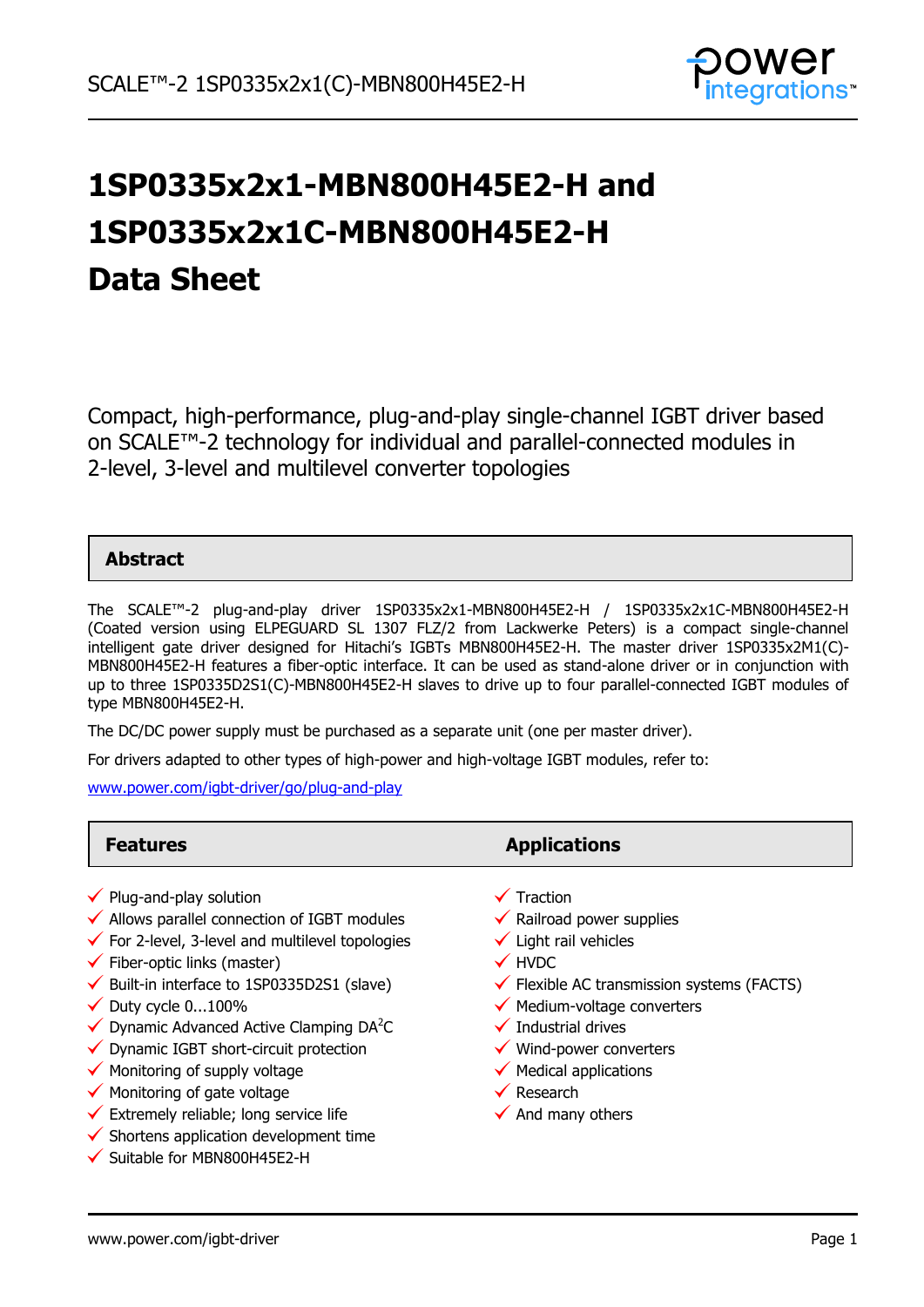# 1SP0335x2x1-MBN800H45E2-H and 1SP0335x2x1C-MBN800H45E2-H Data Sheet

Compact, high-performance, plug-and-play single-channel IGBT driver based on SCALE™-2 technology for individual and parallel-connected modules in 2-level, 3-level and multilevel converter topologies

## Abstract

The SCALE™-2 plug-and-play driver 1SP0335x2x1-MBN800H45E2-H / 1SP0335x2x1C-MBN800H45E2-H (Coated version using ELPEGUARD SL 1307 FLZ/2 from Lackwerke Peters) is a compact single-channel intelligent gate driver designed for Hitachi's IGBTs MBN800H45E2-H. The master driver 1SP0335x2M1(C)-MBN800H45E2-H features a fiber-optic interface. It can be used as stand-alone driver or in conjunction with up to three 1SP0335D2S1(C)-MBN800H45E2-H slaves to drive up to four parallel-connected IGBT modules of type MBN800H45E2-H.

The DC/DC power supply must be purchased as a separate unit (one per master driver).

For drivers adapted to other types of high-power and high-voltage IGBT modules, refer to:

[www.power.com/igbt-driver/go/plug-and-play](www.power.com/igbt-driver/go/plug-and-play)

## Features

- ✓ Plug-and-play solution
- ✓ Allows parallel connection of IGBT modules
- ✓ For 2-level, 3-level and multilevel topologies
- ✓ Fiber-optic links (master)
- ✓ Built-in interface to 1SP0335D2S1 (slave)
- ✓ Duty cycle 0...100%
- ✓ Dynamic Advanced Active Clamping DA$^2$C
- ✓ Dynamic IGBT short-circuit protection
- ✓ Monitoring of supply voltage
- ✓ Monitoring of gate voltage
- ✓ Extremely reliable; long service life
- ✓ Shortens application development time
- ✓ Suitable for MBN800H45E2-H

## Applications

- ✓ Traction
- ✓ Railroad power supplies
- ✓ Light rail vehicles
- ✓ HVDC
- ✓ Flexible AC transmission systems (FACTS)
- ✓ Medium-voltage converters
- ✓ Industrial drives
- ✓ Wind-power converters
- ✓ Medical applications
- ✓ Research
- ✓ And many others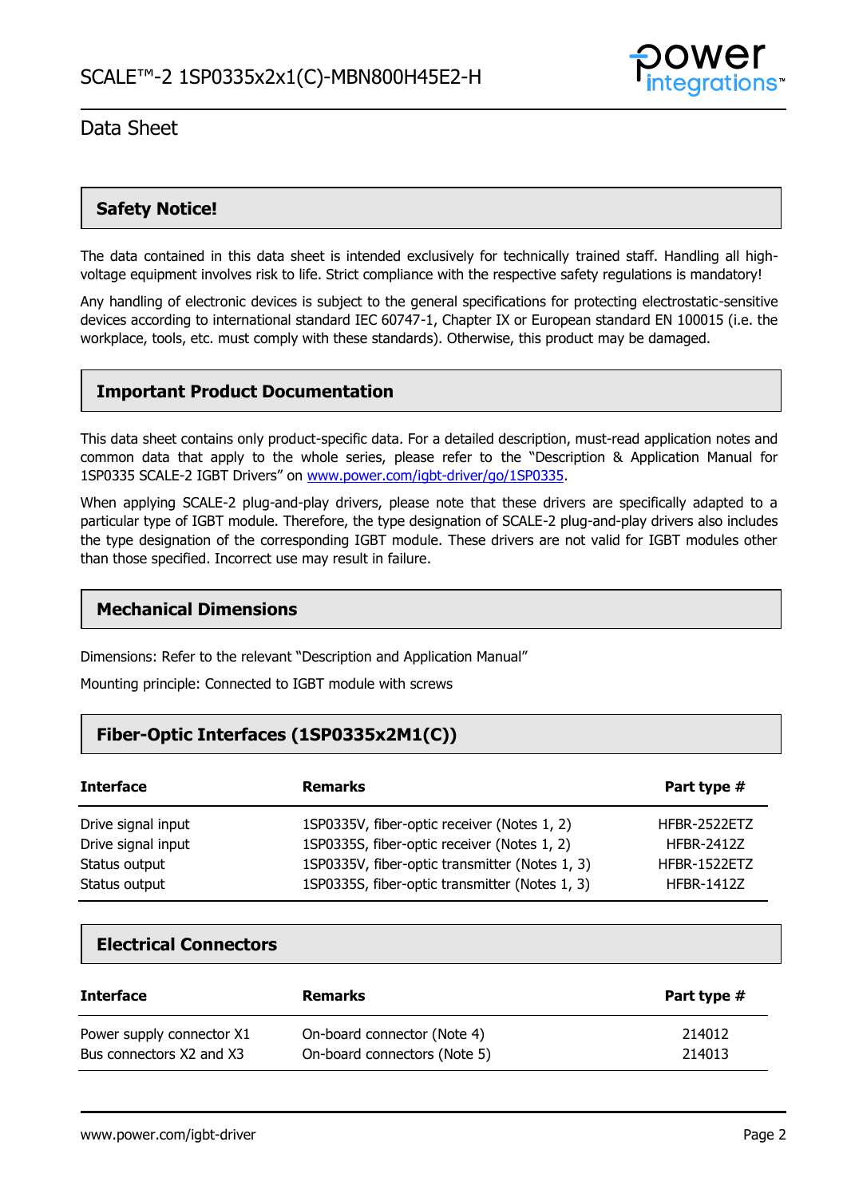## Safety Notice!

The data contained in this data sheet is intended exclusively for technically trained staff. Handling all high-voltage equipment involves risk to life. Strict compliance with the respective safety regulations is mandatory!

Any handling of electronic devices is subject to the general specifications for protecting electrostatic-sensitive devices according to international standard IEC 60747-1, Chapter IX or European standard EN 100015 (i.e. the workplace, tools, etc. must comply with these standards). Otherwise, this product may be damaged.

## Important Product Documentation

This data sheet contains only product-specific data. For a detailed description, must-read application notes and common data that apply to the whole series, please refer to the "Description & Application Manual for 1SP0335 SCALE-2 IGBT Drivers" on www.power.com/igbt-driver/go/1SP0335.

When applying SCALE-2 plug-and-play drivers, please note that these drivers are specifically adapted to a particular type of IGBT module. Therefore, the type designation of SCALE-2 plug-and-play drivers also includes the type designation of the corresponding IGBT module. These drivers are not valid for IGBT modules other than those specified. Incorrect use may result in failure.

## Mechanical Dimensions

Dimensions: Refer to the relevant "Description and Application Manual"

Mounting principle: Connected to IGBT module with screws

## Fiber-Optic Interfaces (1SP0335x2M1(C))

| Interface | Remarks | Part type # |
|---|---|---|
| Drive signal input | 1SP0335V, fiber-optic receiver (Notes 1, 2) | HFBR-2522ETZ |
| Drive signal input | 1SP0335S, fiber-optic receiver (Notes 1, 2) | HFBR-2412Z |
| Status output | 1SP0335V, fiber-optic transmitter (Notes 1, 3) | HFBR-1522ETZ |
| Status output | 1SP0335S, fiber-optic transmitter (Notes 1, 3) | HFBR-1412Z |

## Electrical Connectors

| Interface | Remarks | Part type # |
|---|---|---|
| Power supply connector X1 | On-board connector (Note 4) | 214012 |
| Bus connectors X2 and X3 | On-board connectors (Note 5) | 214013 |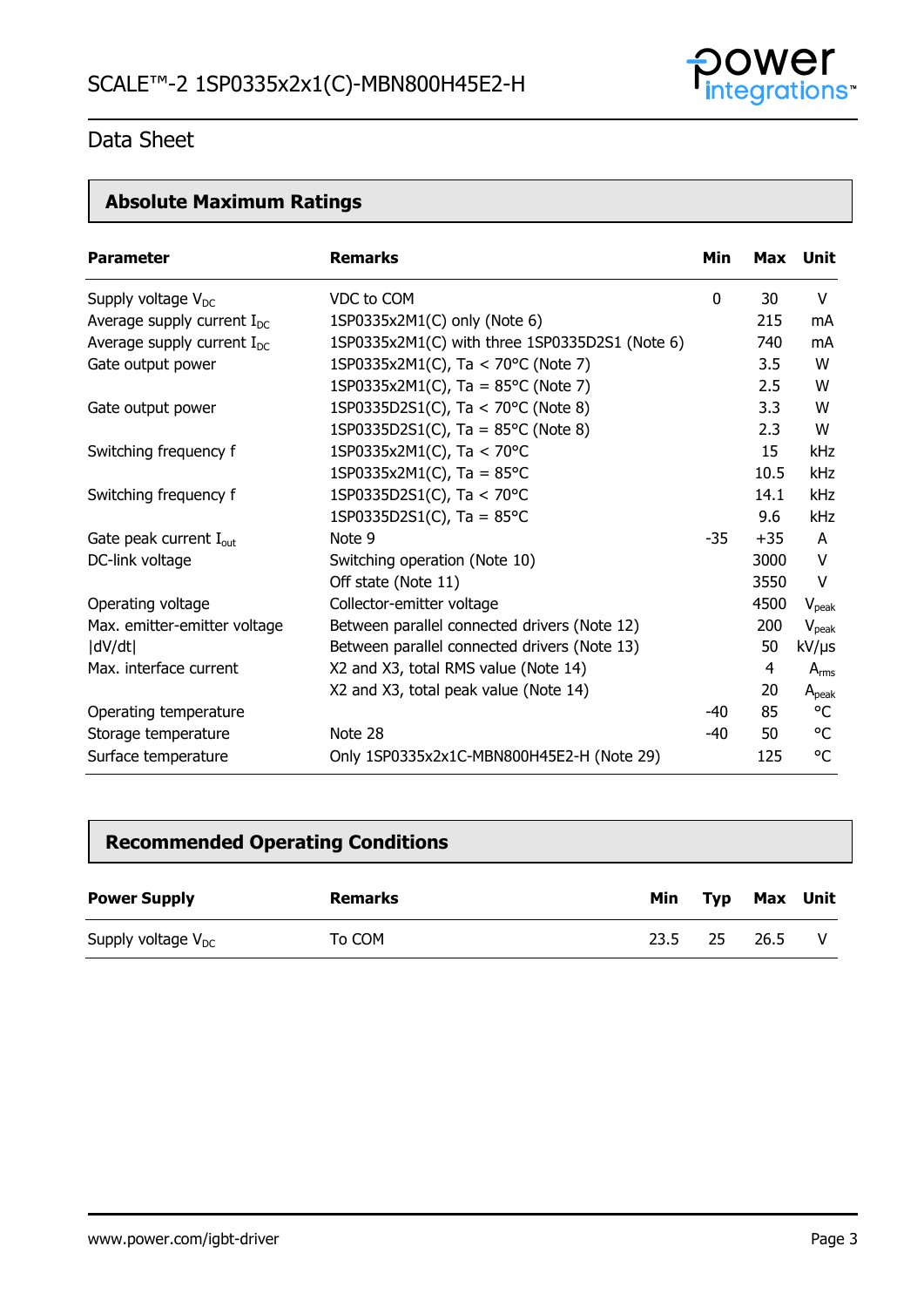## Absolute Maximum Ratings

| Parameter | Remarks | Min | Max | Unit |
|---|---|---|---|---|
| Supply voltage $V_{DC}$ | VDC to COM | 0 | 30 | V |
| Average supply current $I_{DC}$ | 1SP0335x2M1(C) only (Note 6) | | 215 | mA |
| Average supply current $I_{DC}$ | 1SP0335x2M1(C) with three 1SP0335D2S1 (Note 6) | | 740 | mA |
| Gate output power | 1SP0335x2M1(C), Ta < 70°C (Note 7) | | 3.5 | W |
| | 1SP0335x2M1(C), Ta = 85°C (Note 7) | | 2.5 | W |
| Gate output power | 1SP0335D2S1(C), Ta < 70°C (Note 8) | | 3.3 | W |
| | 1SP0335D2S1(C), Ta = 85°C (Note 8) | | 2.3 | W |
| Switching frequency f | 1SP0335x2M1(C), Ta < 70°C | | 15 | kHz |
| | 1SP0335x2M1(C), Ta = 85°C | | 10.5 | kHz |
| Switching frequency f | 1SP0335D2S1(C), Ta < 70°C | | 14.1 | kHz |
| | 1SP0335D2S1(C), Ta = 85°C | | 9.6 | kHz |
| Gate peak current $I_{out}$ | Note 9 | -35 | +35 | A |
| DC-link voltage | Switching operation (Note 10) | | 3000 | V |
| | Off state (Note 11) | | 3550 | V |
| Operating voltage | Collector-emitter voltage | | 4500 | $V_{peak}$ |
| Max. emitter-emitter voltage | Between parallel connected drivers (Note 12) | | 200 | $V_{peak}$ |
| \|dV/dt\| | Between parallel connected drivers (Note 13) | | 50 | kV/μs |
| Max. interface current | X2 and X3, total RMS value (Note 14) | | 4 | $A_{rms}$ |
| | X2 and X3, total peak value (Note 14) | | 20 | $A_{peak}$ |
| Operating temperature | | -40 | 85 | °C |
| Storage temperature | Note 28 | -40 | 50 | °C |
| Surface temperature | Only 1SP0335x2x1C-MBN800H45E2-H (Note 29) | | 125 | °C |

## Recommended Operating Conditions

| Power Supply | Remarks | Min | Typ | Max | Unit |
|---|---|---|---|---|---|
| Supply voltage $V_{DC}$ | To COM | 23.5 | 25 | 26.5 | V |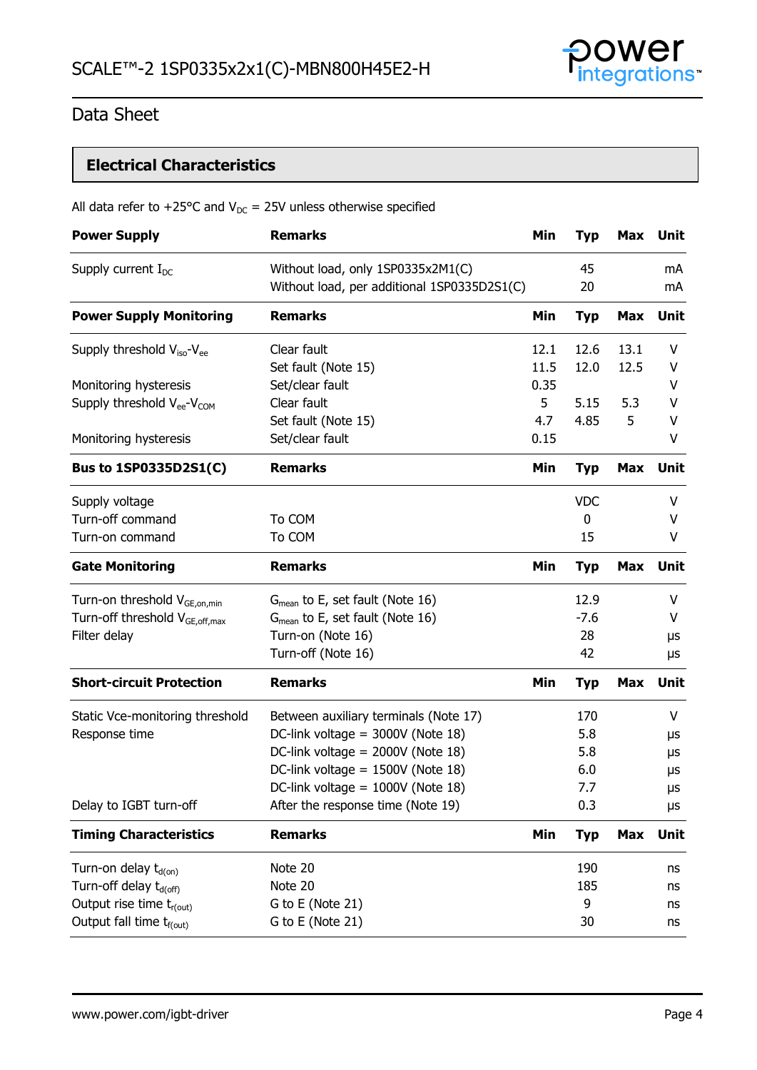## Data Sheet

### Electrical Characteristics

All data refer to +25°C and $V_{DC}$ = 25V unless otherwise specified

| Power Supply | Remarks | Min | Typ | Max | Unit |
|---|---|---|---|---|---|
| Supply current $I_{DC}$ | Without load, only 1SP0335x2M1(C) | | 45 | | mA |
| | Without load, per additional 1SP0335D2S1(C) | | 20 | | mA |
| **Power Supply Monitoring** | **Remarks** | **Min** | **Typ** | **Max** | **Unit** |
| Supply threshold $V_{iso}$-$V_{ee}$ | Clear fault | 12.1 | 12.6 | 13.1 | V |
| | Set fault (Note 15) | 11.5 | 12.0 | 12.5 | V |
| Monitoring hysteresis | Set/clear fault | 0.35 | | | V |
| Supply threshold $V_{ee}$-$V_{COM}$ | Clear fault | 5 | 5.15 | 5.3 | V |
| | Set fault (Note 15) | 4.7 | 4.85 | 5 | V |
| Monitoring hysteresis | Set/clear fault | 0.15 | | | V |
| **Bus to 1SP0335D2S1(C)** | **Remarks** | **Min** | **Typ** | **Max** | **Unit** |
| Supply voltage | | | VDC | | V |
| Turn-off command | To COM | | 0 | | V |
| Turn-on command | To COM | | 15 | | V |
| **Gate Monitoring** | **Remarks** | **Min** | **Typ** | **Max** | **Unit** |
| Turn-on threshold $V_{GE,on,min}$ | $G_{mean}$ to E, set fault (Note 16) | | 12.9 | | V |
| Turn-off threshold $V_{GE,off,max}$ | $G_{mean}$ to E, set fault (Note 16) | | -7.6 | | V |
| Filter delay | Turn-on (Note 16) | | 28 | | µs |
| | Turn-off (Note 16) | | 42 | | µs |
| **Short-circuit Protection** | **Remarks** | **Min** | **Typ** | **Max** | **Unit** |
| Static Vce-monitoring threshold | Between auxiliary terminals (Note 17) | | 170 | | V |
| Response time | DC-link voltage = 3000V (Note 18) | | 5.8 | | µs |
| | DC-link voltage = 2000V (Note 18) | | 5.8 | | µs |
| | DC-link voltage = 1500V (Note 18) | | 6.0 | | µs |
| | DC-link voltage = 1000V (Note 18) | | 7.7 | | µs |
| Delay to IGBT turn-off | After the response time (Note 19) | | 0.3 | | µs |
| **Timing Characteristics** | **Remarks** | **Min** | **Typ** | **Max** | **Unit** |
| Turn-on delay $t_{d(on)}$ | Note 20 | | 190 | | ns |
| Turn-off delay $t_{d(off)}$ | Note 20 | | 185 | | ns |
| Output rise time $t_{r(out)}$ | G to E (Note 21) | | 9 | | ns |
| Output fall time $t_{f(out)}$ | G to E (Note 21) | | 30 | | ns |

www.power.com/igbt-driver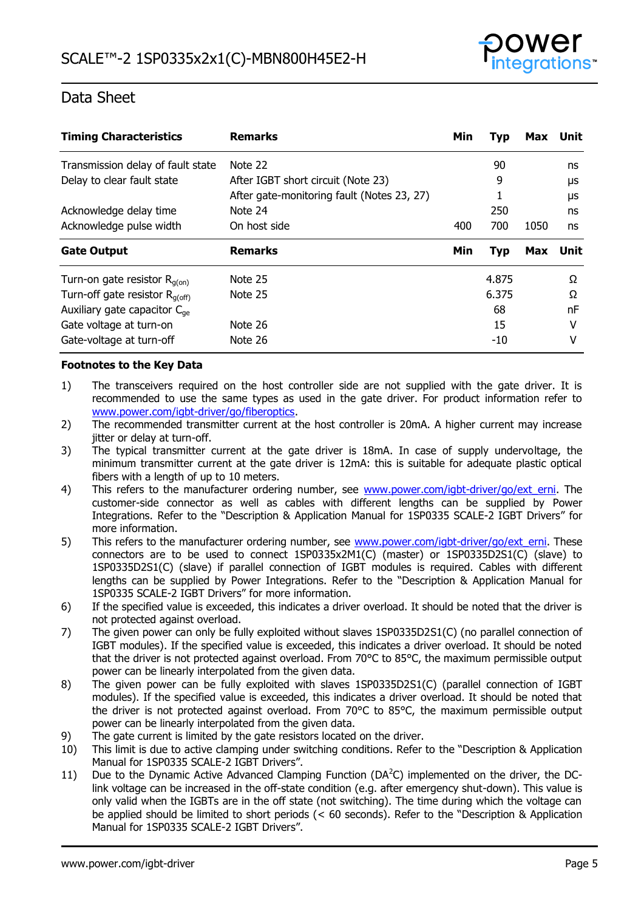## Data Sheet

| Timing Characteristics | Remarks | Min | Typ | Max | Unit |
|---|---|---|---|---|---|
| Transmission delay of fault state | Note 22 | | 90 | | ns |
| Delay to clear fault state | After IGBT short circuit (Note 23) | | 9 | | μs |
| | After gate-monitoring fault (Notes 23, 27) | | 1 | | μs |
| Acknowledge delay time | Note 24 | | 250 | | ns |
| Acknowledge pulse width | On host side | 400 | 700 | 1050 | ns |

| Gate Output | Remarks | Min | Typ | Max | Unit |
|---|---|---|---|---|---|
| Turn-on gate resistor $R_{g(on)}$ | Note 25 | | 4.875 | | Ω |
| Turn-off gate resistor $R_{g(off)}$ | Note 25 | | 6.375 | | Ω |
| Auxiliary gate capacitor $C_{ge}$ | | | 68 | | nF |
| Gate voltage at turn-on | Note 26 | | 15 | | V |
| Gate-voltage at turn-off | Note 26 | | -10 | | V |

**Footnotes to the Key Data**

1) The transceivers required on the host controller side are not supplied with the gate driver. It is recommended to use the same types as used in the gate driver. For product information refer to www.power.com/igbt-driver/go/fiberoptics.
2) The recommended transmitter current at the host controller is 20mA. A higher current may increase jitter or delay at turn-off.
3) The typical transmitter current at the gate driver is 18mA. In case of supply undervoltage, the minimum transmitter current at the gate driver is 12mA: this is suitable for adequate plastic optical fibers with a length of up to 10 meters.
4) This refers to the manufacturer ordering number, see www.power.com/igbt-driver/go/ext_erni. The customer-side connector as well as cables with different lengths can be supplied by Power Integrations. Refer to the "Description & Application Manual for 1SP0335 SCALE-2 IGBT Drivers" for more information.
5) This refers to the manufacturer ordering number, see www.power.com/igbt-driver/go/ext_erni. These connectors are to be used to connect 1SP0335x2M1(C) (master) or 1SP0335D2S1(C) (slave) to 1SP0335D2S1(C) (slave) if parallel connection of IGBT modules is required. Cables with different lengths can be supplied by Power Integrations. Refer to the "Description & Application Manual for 1SP0335 SCALE-2 IGBT Drivers" for more information.
6) If the specified value is exceeded, this indicates a driver overload. It should be noted that the driver is not protected against overload.
7) The given power can only be fully exploited without slaves 1SP0335D2S1(C) (no parallel connection of IGBT modules). If the specified value is exceeded, this indicates a driver overload. It should be noted that the driver is not protected against overload. From 70°C to 85°C, the maximum permissible output power can be linearly interpolated from the given data.
8) The given power can be fully exploited with slaves 1SP0335D2S1(C) (parallel connection of IGBT modules). If the specified value is exceeded, this indicates a driver overload. It should be noted that the driver is not protected against overload. From 70°C to 85°C, the maximum permissible output power can be linearly interpolated from the given data.
9) The gate current is limited by the gate resistors located on the driver.
10) This limit is due to active clamping under switching conditions. Refer to the "Description & Application Manual for 1SP0335 SCALE-2 IGBT Drivers".
11) Due to the Dynamic Active Advanced Clamping Function ($DA^2C$) implemented on the driver, the DC-link voltage can be increased in the off-state condition (e.g. after emergency shut-down). This value is only valid when the IGBTs are in the off state (not switching). The time during which the voltage can be applied should be limited to short periods (< 60 seconds). Refer to the "Description & Application Manual for 1SP0335 SCALE-2 IGBT Drivers".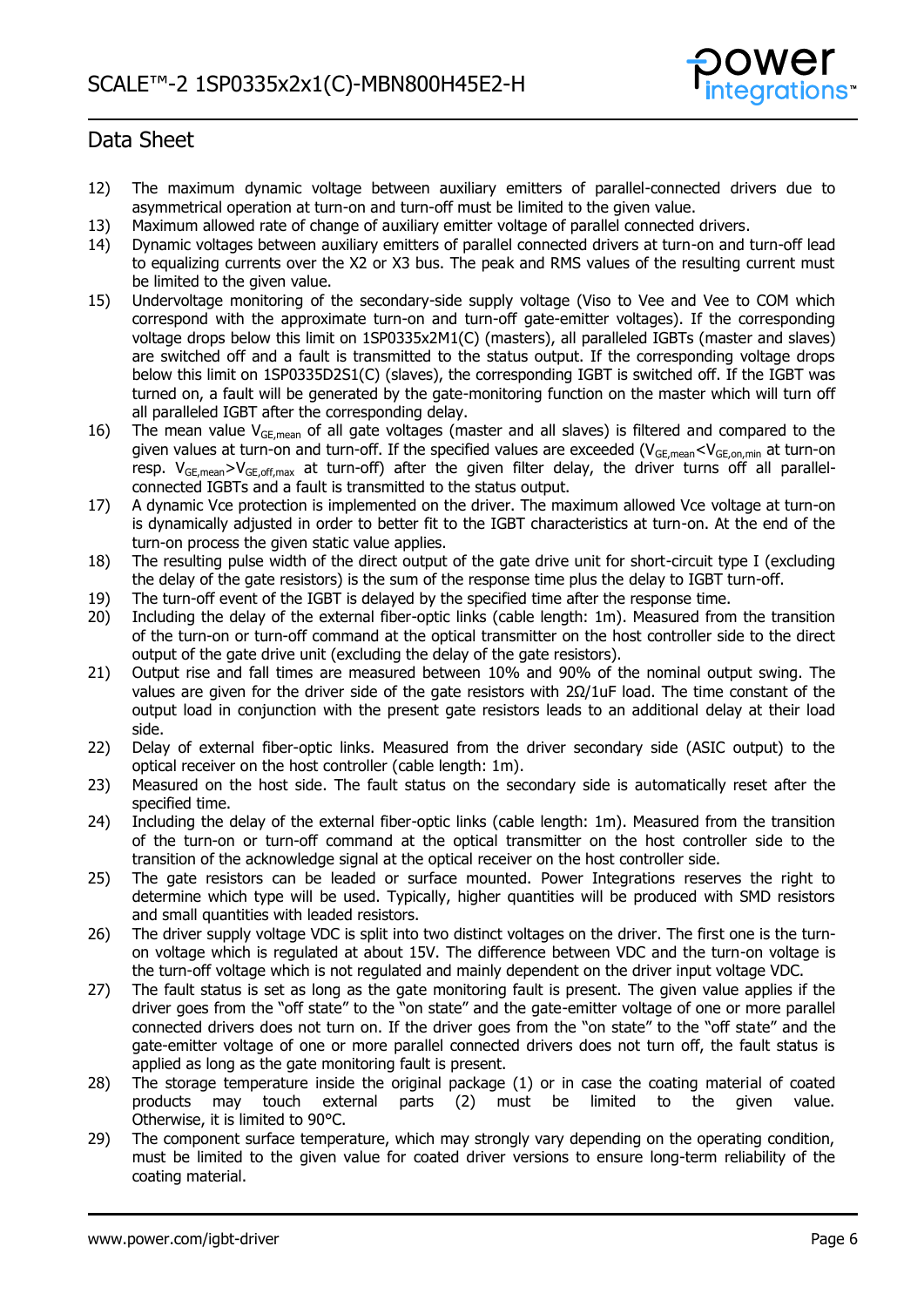## Data Sheet

12) The maximum dynamic voltage between auxiliary emitters of parallel-connected drivers due to asymmetrical operation at turn-on and turn-off must be limited to the given value.
13) Maximum allowed rate of change of auxiliary emitter voltage of parallel connected drivers.
14) Dynamic voltages between auxiliary emitters of parallel connected drivers at turn-on and turn-off lead to equalizing currents over the X2 or X3 bus. The peak and RMS values of the resulting current must be limited to the given value.
15) Undervoltage monitoring of the secondary-side supply voltage (Viso to Vee and Vee to COM which correspond with the approximate turn-on and turn-off gate-emitter voltages). If the corresponding voltage drops below this limit on 1SP0335x2M1(C) (masters), all paralleled IGBTs (master and slaves) are switched off and a fault is transmitted to the status output. If the corresponding voltage drops below this limit on 1SP0335D2S1(C) (slaves), the corresponding IGBT is switched off. If the IGBT was turned on, a fault will be generated by the gate-monitoring function on the master which will turn off all paralleled IGBT after the corresponding delay.
16) The mean value $V_{GE,mean}$ of all gate voltages (master and all slaves) is filtered and compared to the given values at turn-on and turn-off. If the specified values are exceeded ($V_{GE,mean}$<$V_{GE,on,min}$ at turn-on resp. $V_{GE,mean}$>$V_{GE,off,max}$ at turn-off) after the given filter delay, the driver turns off all parallel-connected IGBTs and a fault is transmitted to the status output.
17) A dynamic Vce protection is implemented on the driver. The maximum allowed Vce voltage at turn-on is dynamically adjusted in order to better fit to the IGBT characteristics at turn-on. At the end of the turn-on process the given static value applies.
18) The resulting pulse width of the direct output of the gate drive unit for short-circuit type I (excluding the delay of the gate resistors) is the sum of the response time plus the delay to IGBT turn-off.
19) The turn-off event of the IGBT is delayed by the specified time after the response time.
20) Including the delay of the external fiber-optic links (cable length: 1m). Measured from the transition of the turn-on or turn-off command at the optical transmitter on the host controller side to the direct output of the gate drive unit (excluding the delay of the gate resistors).
21) Output rise and fall times are measured between 10% and 90% of the nominal output swing. The values are given for the driver side of the gate resistors with 2Ω/1uF load. The time constant of the output load in conjunction with the present gate resistors leads to an additional delay at their load side.
22) Delay of external fiber-optic links. Measured from the driver secondary side (ASIC output) to the optical receiver on the host controller (cable length: 1m).
23) Measured on the host side. The fault status on the secondary side is automatically reset after the specified time.
24) Including the delay of the external fiber-optic links (cable length: 1m). Measured from the transition of the turn-on or turn-off command at the optical transmitter on the host controller side to the transition of the acknowledge signal at the optical receiver on the host controller side.
25) The gate resistors can be leaded or surface mounted. Power Integrations reserves the right to determine which type will be used. Typically, higher quantities will be produced with SMD resistors and small quantities with leaded resistors.
26) The driver supply voltage VDC is split into two distinct voltages on the driver. The first one is the turn-on voltage which is regulated at about 15V. The difference between VDC and the turn-on voltage is the turn-off voltage which is not regulated and mainly dependent on the driver input voltage VDC.
27) The fault status is set as long as the gate monitoring fault is present. The given value applies if the driver goes from the "off state" to the "on state" and the gate-emitter voltage of one or more parallel connected drivers does not turn on. If the driver goes from the "on state" to the "off state" and the gate-emitter voltage of one or more parallel connected drivers does not turn off, the fault status is applied as long as the gate monitoring fault is present.
28) The storage temperature inside the original package (1) or in case the coating material of coated products may touch external parts (2) must be limited to the given value. Otherwise, it is limited to 90°C.
29) The component surface temperature, which may strongly vary depending on the operating condition, must be limited to the given value for coated driver versions to ensure long-term reliability of the coating material.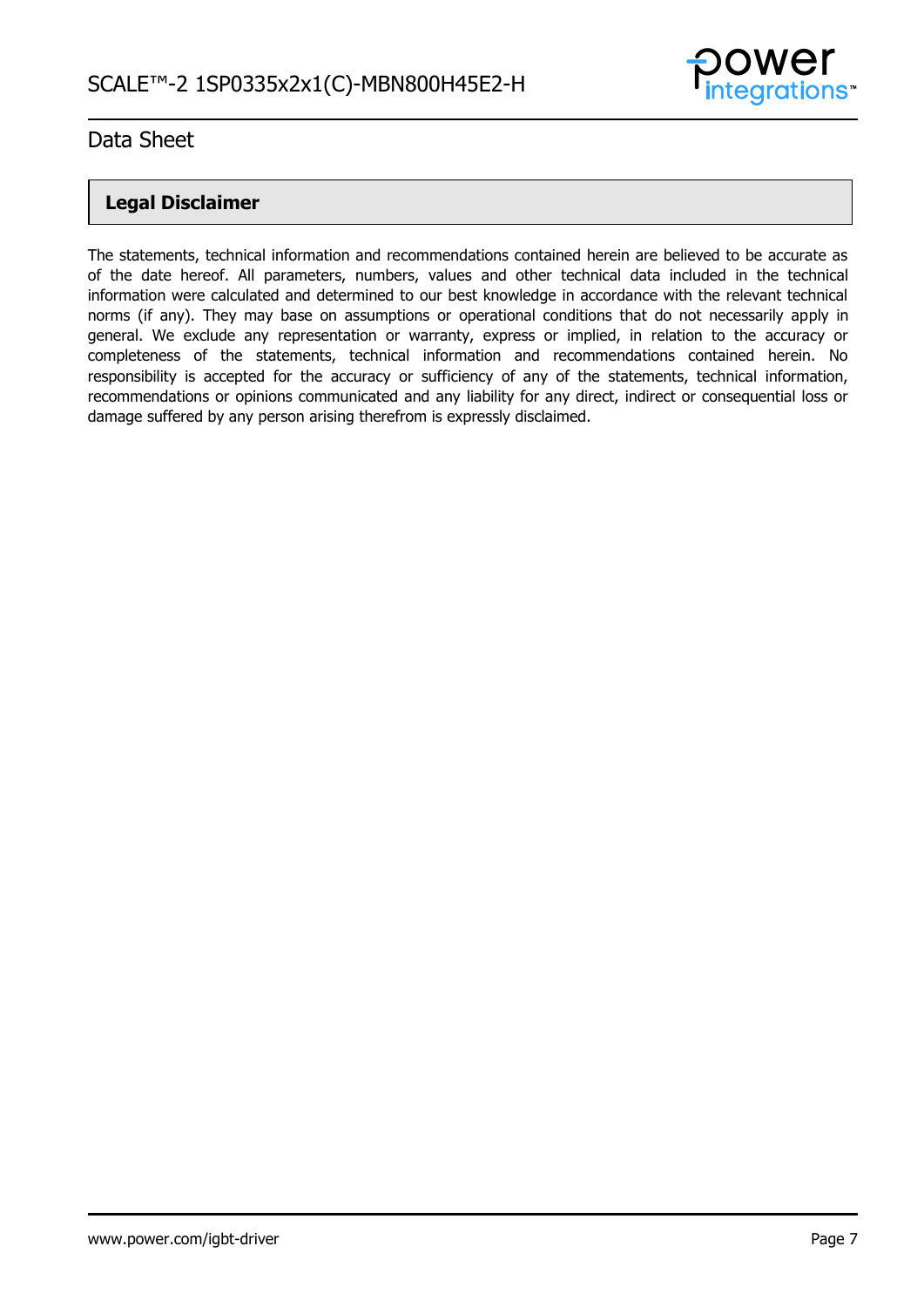## Legal Disclaimer

The statements, technical information and recommendations contained herein are believed to be accurate as of the date hereof. All parameters, numbers, values and other technical data included in the technical information were calculated and determined to our best knowledge in accordance with the relevant technical norms (if any). They may base on assumptions or operational conditions that do not necessarily apply in general. We exclude any representation or warranty, express or implied, in relation to the accuracy or completeness of the statements, technical information and recommendations contained herein. No responsibility is accepted for the accuracy or sufficiency of any of the statements, technical information, recommendations or opinions communicated and any liability for any direct, indirect or consequential loss or damage suffered by any person arising therefrom is expressly disclaimed.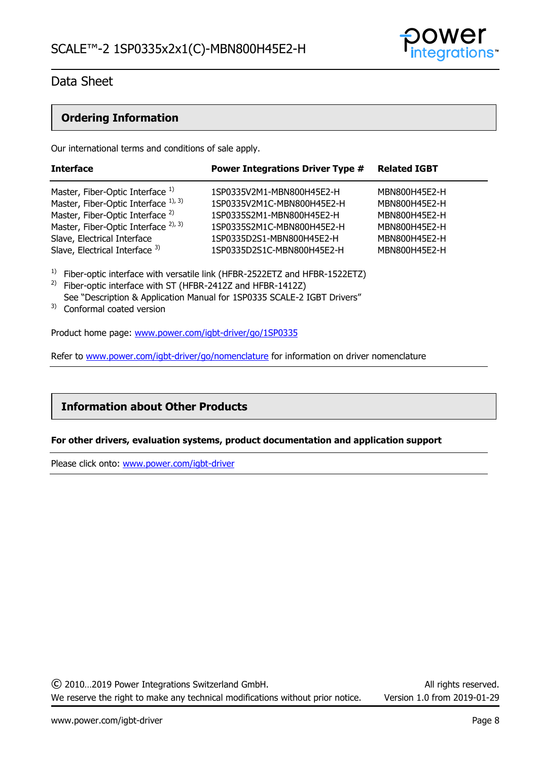## Ordering Information

Our international terms and conditions of sale apply.

| Interface | Power Integrations Driver Type # | Related IGBT |
|---|---|---|
| Master, Fiber-Optic Interface [1] | 1SP0335V2M1-MBN800H45E2-H | MBN800H45E2-H |
| Master, Fiber-Optic Interface [1, 3] | 1SP0335V2M1C-MBN800H45E2-H | MBN800H45E2-H |
| Master, Fiber-Optic Interface [2] | 1SP0335S2M1-MBN800H45E2-H | MBN800H45E2-H |
| Master, Fiber-Optic Interface [2, 3] | 1SP0335S2M1C-MBN800H45E2-H | MBN800H45E2-H |
| Slave, Electrical Interface | 1SP0335D2S1-MBN800H45E2-H | MBN800H45E2-H |
| Slave, Electrical Interface [3] | 1SP0335D2S1C-MBN800H45E2-H | MBN800H45E2-H |

[1] Fiber-optic interface with versatile link (HFBR-2522ETZ and HFBR-1522ETZ)
[2] Fiber-optic interface with ST (HFBR-2412Z and HFBR-1412Z)
See "Description & Application Manual for 1SP0335 SCALE-2 IGBT Drivers"
[3] Conformal coated version

Product home page: www.power.com/igbt-driver/go/1SP0335

Refer to www.power.com/igbt-driver/go/nomenclature for information on driver nomenclature

## Information about Other Products

**For other drivers, evaluation systems, product documentation and application support**

Please click onto: www.power.com/igbt-driver

© 2010…2019 Power Integrations Switzerland GmbH. All rights reserved.
We reserve the right to make any technical modifications without prior notice. Version 1.0 from 2019-01-29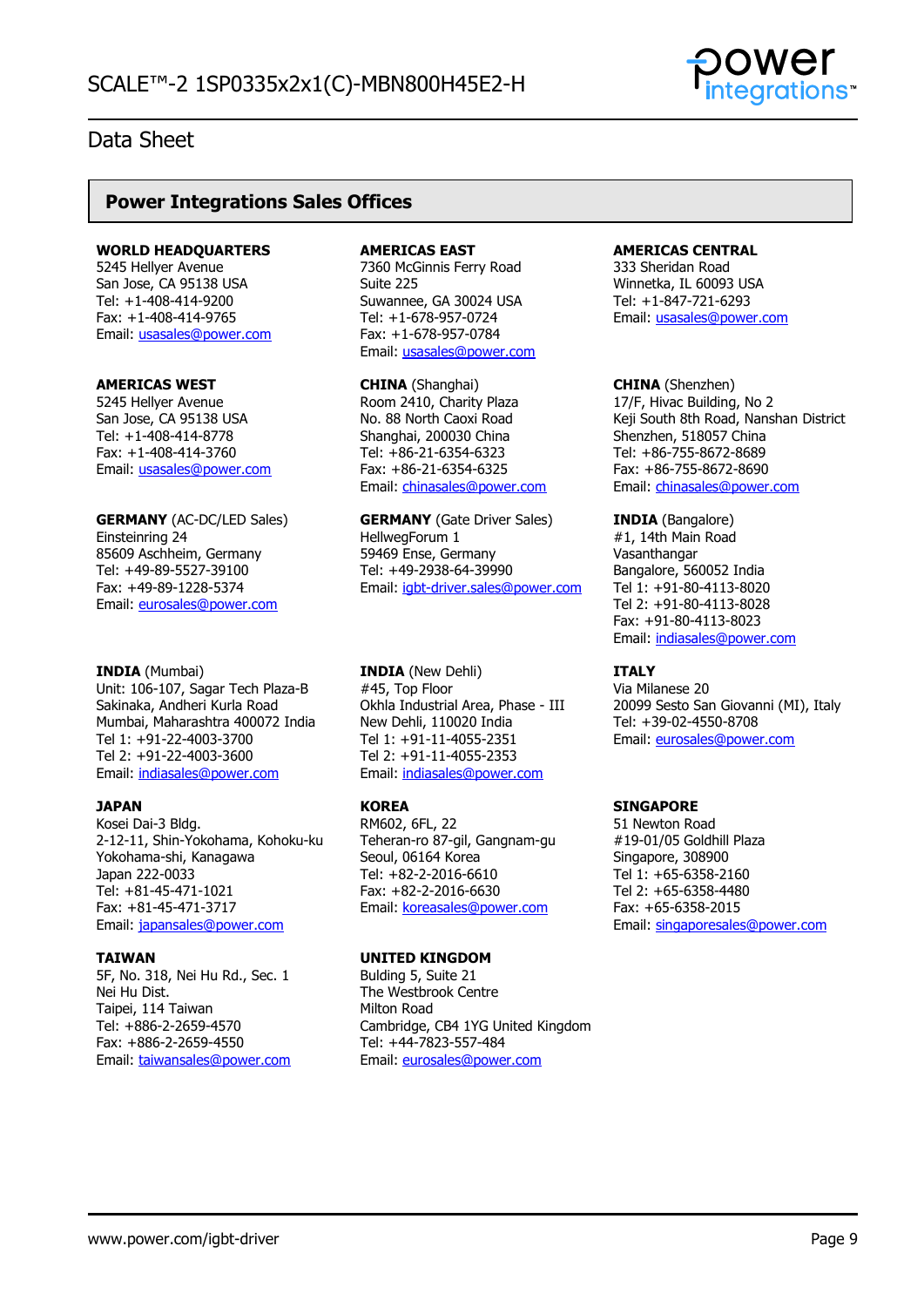## Power Integrations Sales Offices

**WORLD HEADQUARTERS**
5245 Hellyer Avenue
San Jose, CA 95138 USA
Tel: +1-408-414-9200
Fax: +1-408-414-9765
Email: usasales@power.com

**AMERICAS EAST**
7360 McGinnis Ferry Road
Suite 225
Suwannee, GA 30024 USA
Tel: +1-678-957-0724
Fax: +1-678-957-0784
Email: usasales@power.com

**AMERICAS CENTRAL**
333 Sheridan Road
Winnetka, IL 60093 USA
Tel: +1-847-721-6293
Email: usasales@power.com

**AMERICAS WEST**
5245 Hellyer Avenue
San Jose, CA 95138 USA
Tel: +1-408-414-8778
Fax: +1-408-414-3760
Email: usasales@power.com

**CHINA** (Shanghai)
Room 2410, Charity Plaza
No. 88 North Caoxi Road
Shanghai, 200030 China
Tel: +86-21-6354-6323
Fax: +86-21-6354-6325
Email: chinasales@power.com

**CHINA** (Shenzhen)
17/F, Hivac Building, No 2
Keji South 8th Road, Nanshan District
Shenzhen, 518057 China
Tel: +86-755-8672-8689
Fax: +86-755-8672-8690
Email: chinasales@power.com

**GERMANY** (AC-DC/LED Sales)
Einsteinring 24
85609 Aschheim, Germany
Tel: +49-89-5527-39100
Fax: +49-89-1228-5374
Email: eurosales@power.com

**GERMANY** (Gate Driver Sales)
HellwegForum 1
59469 Ense, Germany
Tel: +49-2938-64-39990
Email: igbt-driver.sales@power.com

**INDIA** (Bangalore)
#1, 14th Main Road
Vasanthangar
Bangalore, 560052 India
Tel 1: +91-80-4113-8020
Tel 2: +91-80-4113-8028
Fax: +91-80-4113-8023
Email: indiasales@power.com

**INDIA** (Mumbai)
Unit: 106-107, Sagar Tech Plaza-B
Sakinaka, Andheri Kurla Road
Mumbai, Maharashtra 400072 India
Tel 1: +91-22-4003-3700
Tel 2: +91-22-4003-3600
Email: indiasales@power.com

**INDIA** (New Dehli)
#45, Top Floor
Okhla Industrial Area, Phase - III
New Dehli, 110020 India
Tel 1: +91-11-4055-2351
Tel 2: +91-11-4055-2353
Email: indiasales@power.com

**ITALY**
Via Milanese 20
20099 Sesto San Giovanni (MI), Italy
Tel: +39-02-4550-8708
Email: eurosales@power.com

**JAPAN**
Kosei Dai-3 Bldg.
2-12-11, Shin-Yokohama, Kohoku-ku
Yokohama-shi, Kanagawa
Japan 222-0033
Tel: +81-45-471-1021
Fax: +81-45-471-3717
Email: japansales@power.com

**KOREA**
RM602, 6FL, 22
Teheran-ro 87-gil, Gangnam-gu
Seoul, 06164 Korea
Tel: +82-2-2016-6610
Fax: +82-2-2016-6630
Email: koreasales@power.com

**SINGAPORE**
51 Newton Road
#19-01/05 Goldhill Plaza
Singapore, 308900
Tel 1: +65-6358-2160
Tel 2: +65-6358-4480
Fax: +65-6358-2015
Email: singaporesales@power.com

**TAIWAN**
5F, No. 318, Nei Hu Rd., Sec. 1
Nei Hu Dist.
Taipei, 114 Taiwan
Tel: +886-2-2659-4570
Fax: +886-2-2659-4550
Email: taiwansales@power.com

**UNITED KINGDOM**
Bulding 5, Suite 21
The Westbrook Centre
Milton Road
Cambridge, CB4 1YG United Kingdom
Tel: +44-7823-557-484
Email: eurosales@power.com